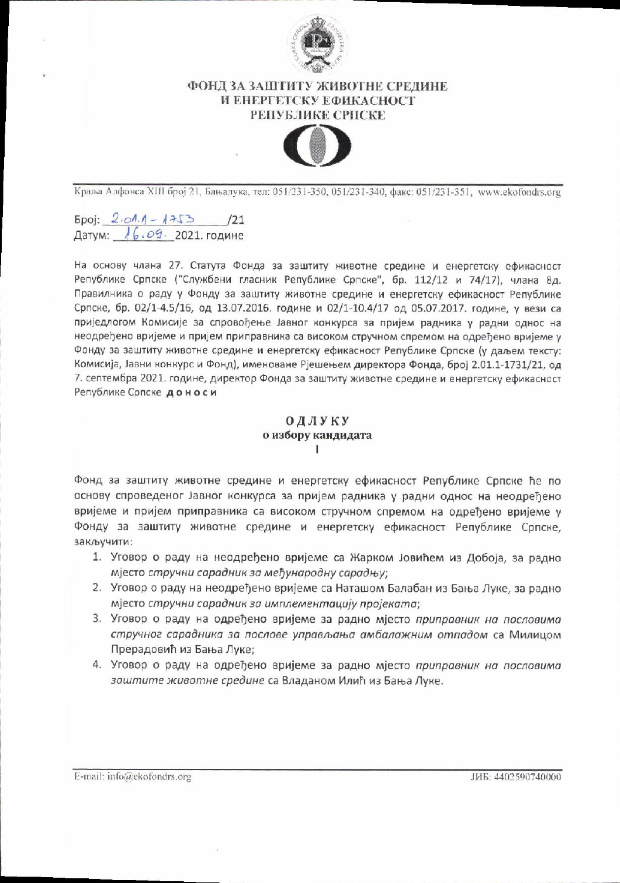**ФОНД ЗА ЗАШТИТУ ЖИВОТНЕ СРЕДИНЕ И ЕНЕРГЕТСКУ ЕФИКАСНОСТ РЕПУБЛИКЕ СРПСКЕ**

Краља Алфонса XIII број 21, Бањалука, тел: 051/231-350, 051/231-340, факс: 051/231-351, www.ekofondrs.org

Број: 2.01.1 - 1753 /21
Датум: 16.09. 2021. године

На основу члана 27. Статута Фонда за заштиту животне средине и енергетску ефикасност Републике Српске ("Службени гласник Републике Српске", бр. 112/12 и 74/17), члана 8д. Правилника о раду у Фонду за заштиту животне средине и енергетску ефикасност Републике Српске, бр. 02/1-4.5/16, од 13.07.2016. године и 02/1-10.4/17 од 05.07.2017. године, у вези са приједлогом Комисије за спровођење Јавног конкурса за пријем радника у радни однос на неодређено вријеме и пријем приправника са високом стручном спремом на одређено вријеме у Фонду за заштиту животне средине и енергетску ефикасност Републике Српске (у даљем тексту: Комисија, Јавни конкурс и Фонд), именоване Рјешењем директора Фонда, број 2.01.1-1731/21, од 7. септембра 2021. године, директор Фонда за заштиту животне средине и енергетску ефикасност Републике Српске **доноси**

# ОДЛУКУ
## о избору кандидата

I

Фонд за заштиту животне средине и енергетску ефикасност Републике Српске ће по основу спроведеног Јавног конкурса за пријем радника у радни однос на неодређено вријеме и пријем приправника са високом стручном спремом на одређено вријеме у Фонду за заштиту животне средине и енергетску ефикасност Републике Српске, закључити:

1. Уговор о раду на неодређено вријеме са Жарком Јовићем из Добоја, за радно мјесто *стручни сарадник за међународну сарадњу*;
2. Уговор о раду на неодређено вријеме са Наташом Балабан из Бања Луке, за радно мјесто *стручни сарадник за имплементацију пројеката*;
3. Уговор о раду на одређено вријеме за радно мјесто *приправник на пословима стручног сарадника за послове управљања амбалажним отпадом* са Милицом Прерадовић из Бања Луке;
4. Уговор о раду на одређено вријеме за радно мјесто *приправник на пословима заштите животне средине* са Владаном Илић из Бања Луке.

E-mail: info@ekofondrs.org

ЈИБ: 4402590740000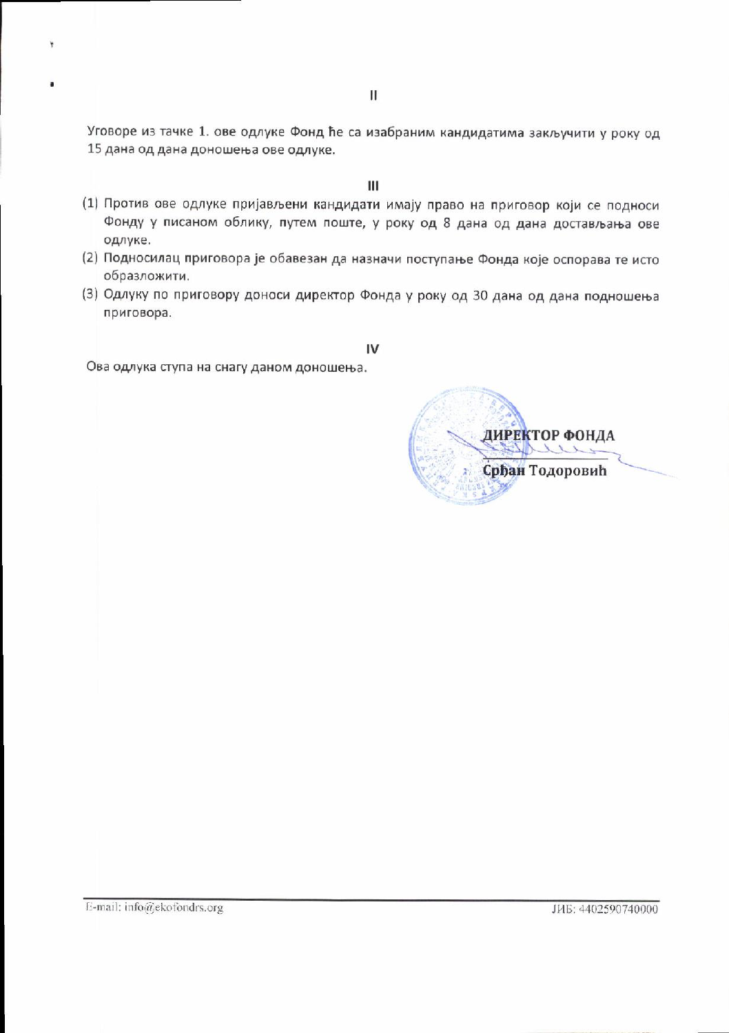II

Уговоре из тачке 1. ове одлуке Фонд ће са изабраним кандидатима закључити у року од 15 дана од дана доношења ове одлуке.

III

(1) Против ове одлуке пријављени кандидати имају право на приговор који се подноси Фонду у писаном облику, путем поште, у року од 8 дана од дана достављања ове одлуке.
(2) Подносилац приговора је обавезан да назначи поступање Фонда које оспорава те исто образложити.
(3) Одлуку по приговору доноси директор Фонда у року од 30 дана од дана подношења приговора.

IV

Ова одлука ступа на снагу даном доношења.

**ДИРЕКТОР ФОНДА**

Срђан Тодоровић

E-mail: info@ekofondrs.org

ЈИБ: 4402590740000